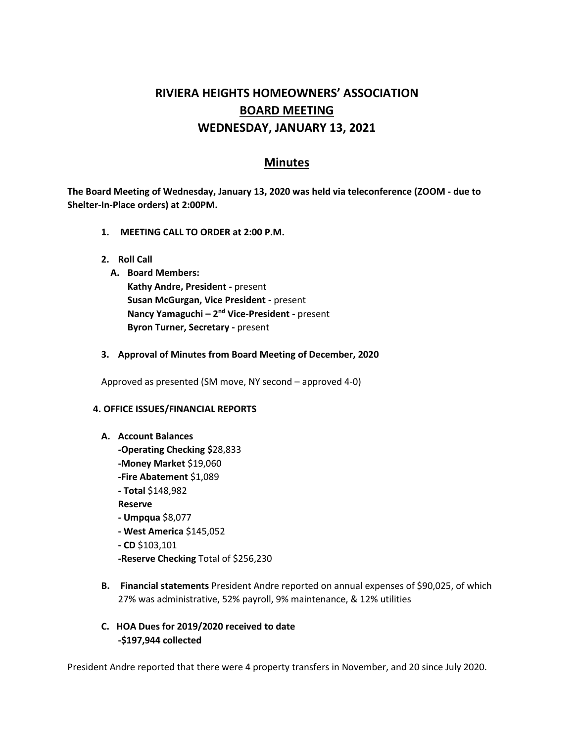# RIVIERA HEIGHTS HOMEOWNERS' ASSOCIATION

## BOARD MEETING

## WEDNESDAY, JANUARY 13, 2021

## Minutes

**The Board Meeting of Wednesday, January 13, 2020 was held via teleconference (ZOOM - due to Shelter-In-Place orders) at 2:00PM.**

1. **MEETING CALL TO ORDER at 2:00 P.M.**

2. **Roll Call**
   - A. **Board Members:**
     - **Kathy Andre, President -** present
     - **Susan McGurgan, Vice President -** present
     - **Nancy Yamaguchi – 2nd Vice-President -** present
     - **Byron Turner, Secretary -** present

3. **Approval of Minutes from Board Meeting of December, 2020**

   Approved as presented (SM move, NY second – approved 4-0)

**4. OFFICE ISSUES/FINANCIAL REPORTS**

- A. **Account Balances**
  - **-Operating Checking $**28,833
  - **-Money Market** $19,060
  - **-Fire Abatement** $1,089
  - **- Total** $148,982
  - **Reserve**
  - **- Umpqua** $8,077
  - **- West America** $145,052
  - **- CD** $103,101
  - **-Reserve Checking** Total of $256,230

- B. **Financial statements** President Andre reported on annual expenses of $90,025, of which 27% was administrative, 52% payroll, 9% maintenance, & 12% utilities

- C. **HOA Dues for 2019/2020 received to date**
  - **-$197,944 collected**

President Andre reported that there were 4 property transfers in November, and 20 since July 2020.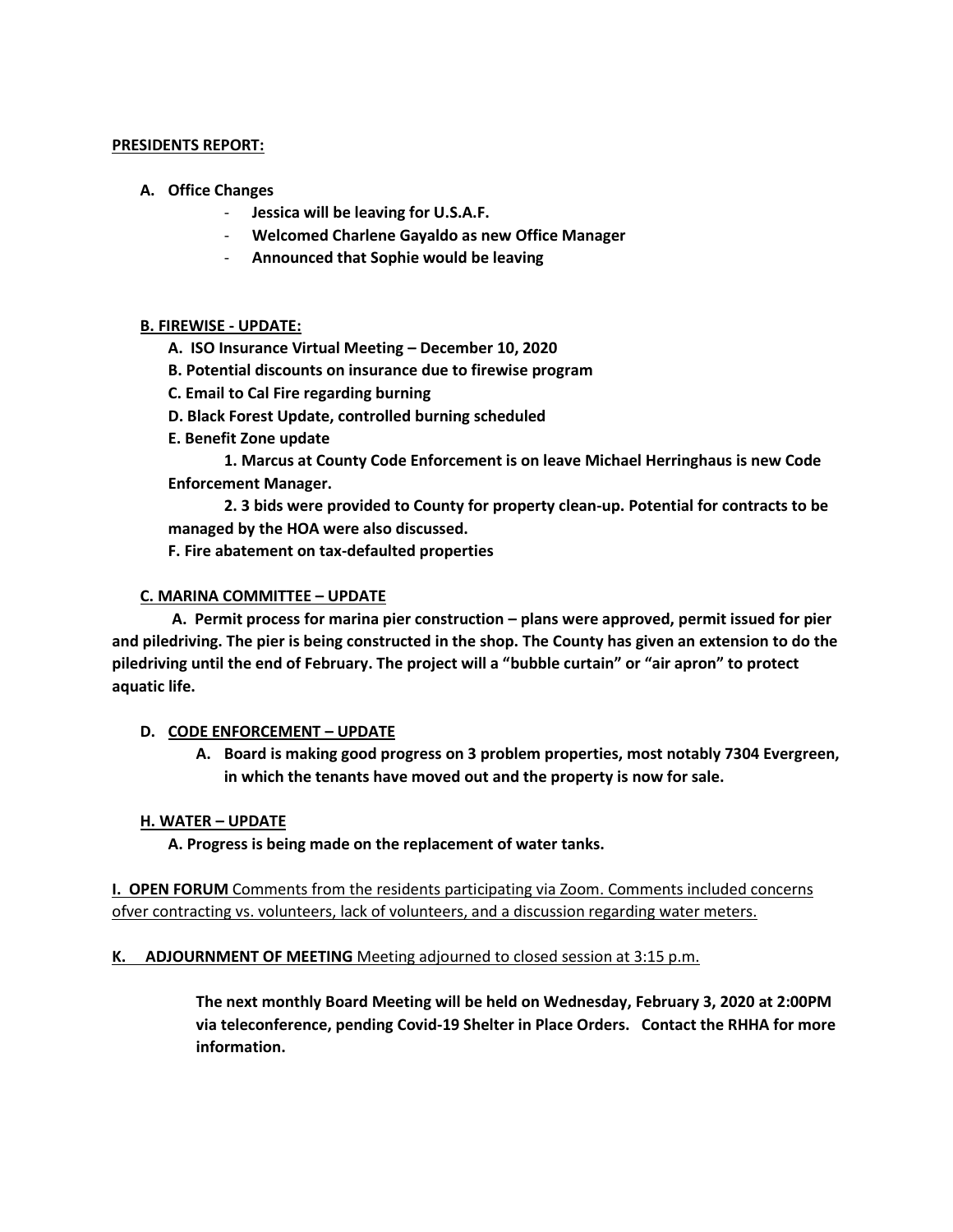**PRESIDENTS REPORT:**

**A. Office Changes**

- **Jessica will be leaving for U.S.A.F.**
- **Welcomed Charlene Gayaldo as new Office Manager**
- **Announced that Sophie would be leaving**

**B. FIREWISE - UPDATE:**

**A. ISO Insurance Virtual Meeting – December 10, 2020**

**B. Potential discounts on insurance due to firewise program**

**C. Email to Cal Fire regarding burning**

**D. Black Forest Update, controlled burning scheduled**

**E. Benefit Zone update**

**1. Marcus at County Code Enforcement is on leave Michael Herringhaus is new Code Enforcement Manager.**

**2. 3 bids were provided to County for property clean-up. Potential for contracts to be managed by the HOA were also discussed.**

**F. Fire abatement on tax-defaulted properties**

**C. MARINA COMMITTEE – UPDATE**

**A. Permit process for marina pier construction – plans were approved, permit issued for pier and piledriving. The pier is being constructed in the shop. The County has given an extension to do the piledriving until the end of February. The project will a "bubble curtain" or "air apron" to protect aquatic life.**

**D. CODE ENFORCEMENT – UPDATE**

**A. Board is making good progress on 3 problem properties, most notably 7304 Evergreen, in which the tenants have moved out and the property is now for sale.**

**H. WATER – UPDATE**

**A. Progress is being made on the replacement of water tanks.**

**I. OPEN FORUM** Comments from the residents participating via Zoom. Comments included concerns ofver contracting vs. volunteers, lack of volunteers, and a discussion regarding water meters.

**K. ADJOURNMENT OF MEETING** Meeting adjourned to closed session at 3:15 p.m.

**The next monthly Board Meeting will be held on Wednesday, February 3, 2020 at 2:00PM via teleconference, pending Covid-19 Shelter in Place Orders. Contact the RHHA for more information.**